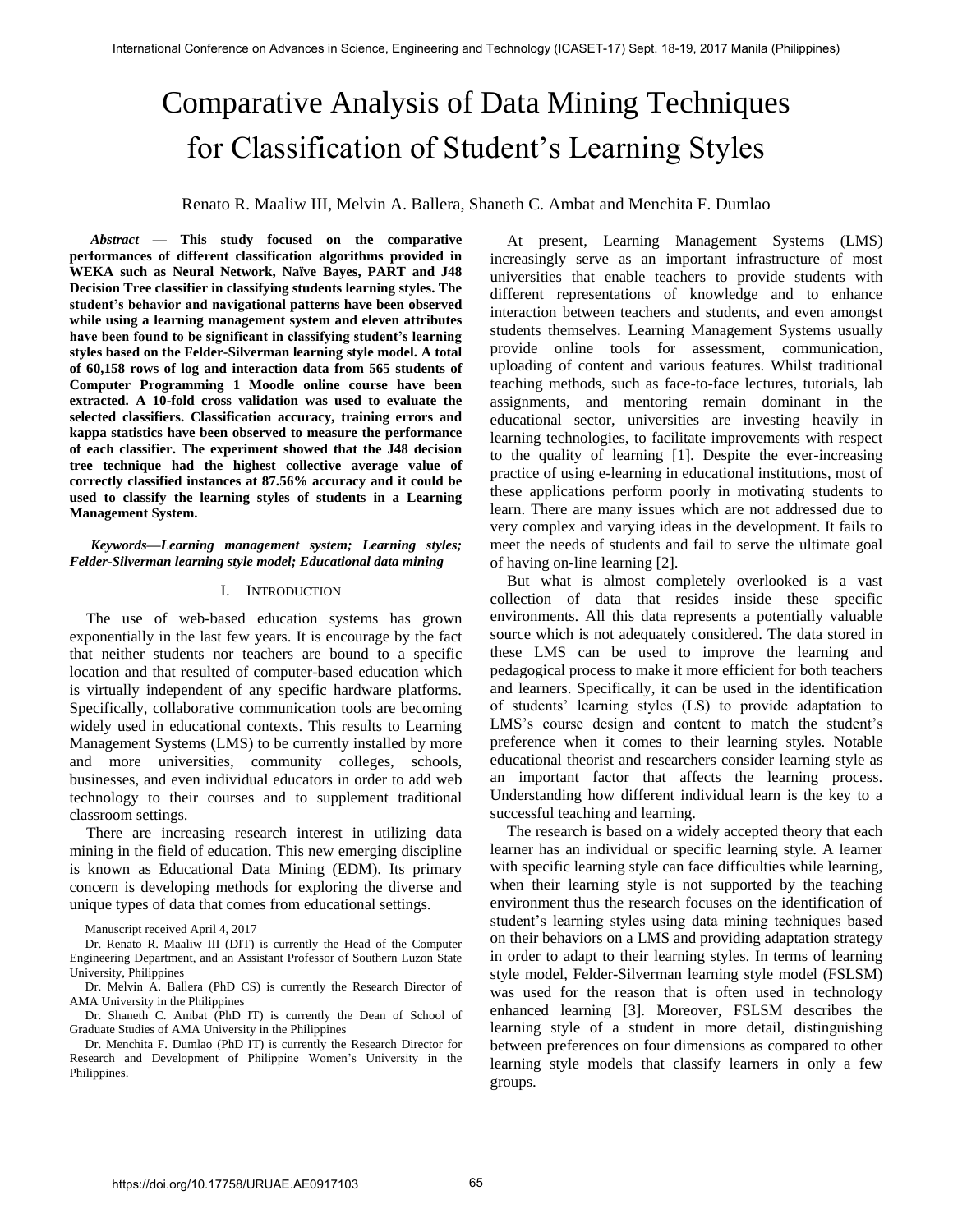# Comparative Analysis of Data Mining Techniques for Classification of Student's Learning Styles

Renato R. Maaliw III, Melvin A. Ballera, Shaneth C. Ambat and Menchita F. Dumlao

***Abstract* — This study focused on the comparative performances of different classification algorithms provided in WEKA such as Neural Network, Naïve Bayes, PART and J48 Decision Tree classifier in classifying students learning styles. The student's behavior and navigational patterns have been observed while using a learning management system and eleven attributes have been found to be significant in classifying student's learning styles based on the Felder-Silverman learning style model. A total of 60,158 rows of log and interaction data from 565 students of Computer Programming 1 Moodle online course have been extracted. A 10-fold cross validation was used to evaluate the selected classifiers. Classification accuracy, training errors and kappa statistics have been observed to measure the performance of each classifier. The experiment showed that the J48 decision tree technique had the highest collective average value of correctly classified instances at 87.56% accuracy and it could be used to classify the learning styles of students in a Learning Management System.**

***Keywords—Learning management system; Learning styles; Felder-Silverman learning style model; Educational data mining***

## I. Introduction

The use of web-based education systems has grown exponentially in the last few years. It is encourage by the fact that neither students nor teachers are bound to a specific location and that resulted of computer-based education which is virtually independent of any specific hardware platforms. Specifically, collaborative communication tools are becoming widely used in educational contexts. This results to Learning Management Systems (LMS) to be currently installed by more and more universities, community colleges, schools, businesses, and even individual educators in order to add web technology to their courses and to supplement traditional classroom settings.

There are increasing research interest in utilizing data mining in the field of education. This new emerging discipline is known as Educational Data Mining (EDM). Its primary concern is developing methods for exploring the diverse and unique types of data that comes from educational settings.

Manuscript received April 4, 2017

Dr. Renato R. Maaliw III (DIT) is currently the Head of the Computer Engineering Department, and an Assistant Professor of Southern Luzon State University, Philippines

Dr. Melvin A. Ballera (PhD CS) is currently the Research Director of AMA University in the Philippines

Dr. Shaneth C. Ambat (PhD IT) is currently the Dean of School of Graduate Studies of AMA University in the Philippines

Dr. Menchita F. Dumlao (PhD IT) is currently the Research Director for Research and Development of Philippine Women's University in the Philippines.

At present, Learning Management Systems (LMS) increasingly serve as an important infrastructure of most universities that enable teachers to provide students with different representations of knowledge and to enhance interaction between teachers and students, and even amongst students themselves. Learning Management Systems usually provide online tools for assessment, communication, uploading of content and various features. Whilst traditional teaching methods, such as face-to-face lectures, tutorials, lab assignments, and mentoring remain dominant in the educational sector, universities are investing heavily in learning technologies, to facilitate improvements with respect to the quality of learning [1]. Despite the ever-increasing practice of using e-learning in educational institutions, most of these applications perform poorly in motivating students to learn. There are many issues which are not addressed due to very complex and varying ideas in the development. It fails to meet the needs of students and fail to serve the ultimate goal of having on-line learning [2].

But what is almost completely overlooked is a vast collection of data that resides inside these specific environments. All this data represents a potentially valuable source which is not adequately considered. The data stored in these LMS can be used to improve the learning and pedagogical process to make it more efficient for both teachers and learners. Specifically, it can be used in the identification of students' learning styles (LS) to provide adaptation to LMS's course design and content to match the student's preference when it comes to their learning styles. Notable educational theorist and researchers consider learning style as an important factor that affects the learning process. Understanding how different individual learn is the key to a successful teaching and learning.

The research is based on a widely accepted theory that each learner has an individual or specific learning style. A learner with specific learning style can face difficulties while learning, when their learning style is not supported by the teaching environment thus the research focuses on the identification of student's learning styles using data mining techniques based on their behaviors on a LMS and providing adaptation strategy in order to adapt to their learning styles. In terms of learning style model, Felder-Silverman learning style model (FSLSM) was used for the reason that is often used in technology enhanced learning [3]. Moreover, FSLSM describes the learning style of a student in more detail, distinguishing between preferences on four dimensions as compared to other learning style models that classify learners in only a few groups.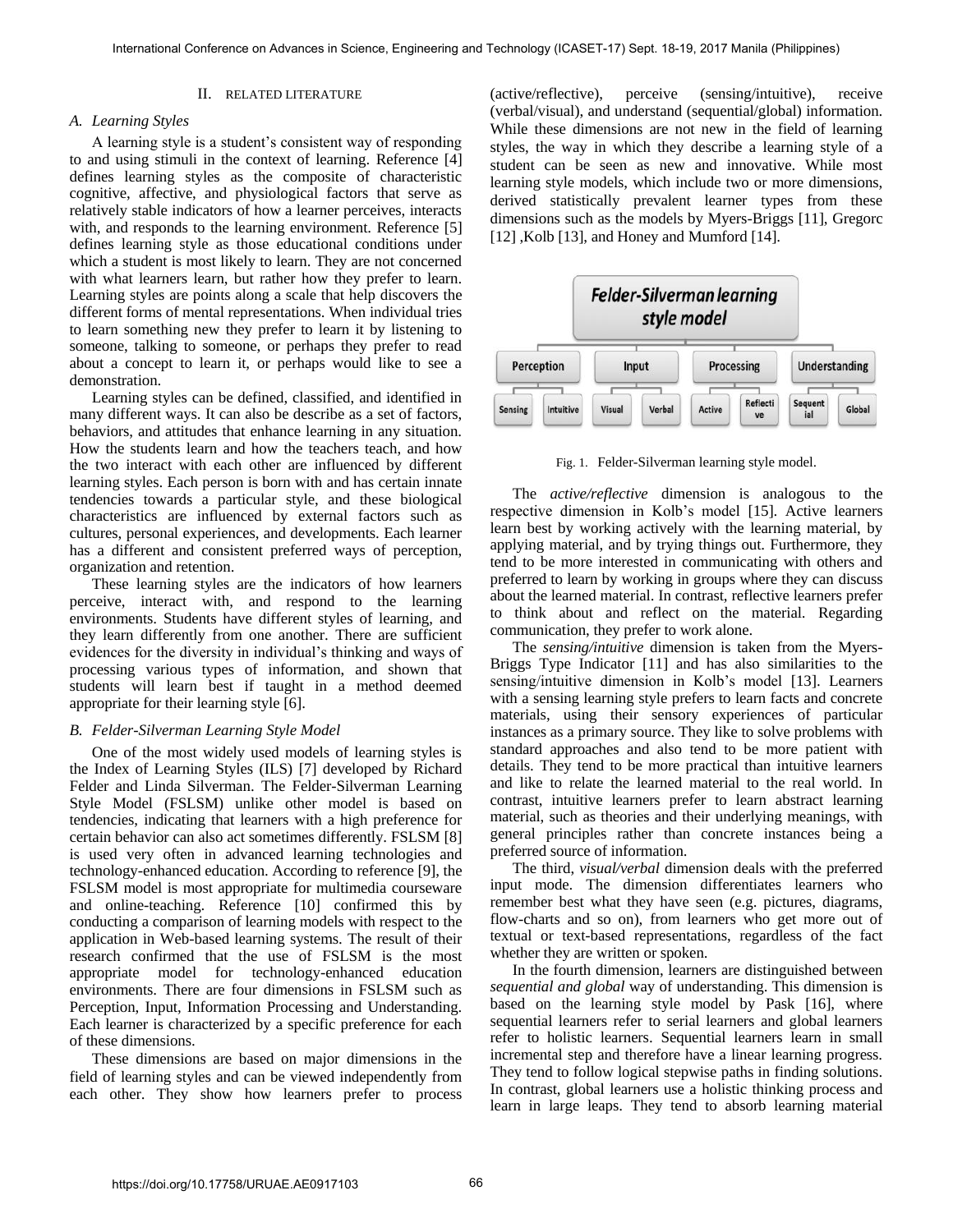## II. RELATED LITERATURE

### A. Learning Styles

A learning style is a student's consistent way of responding to and using stimuli in the context of learning. Reference [4] defines learning styles as the composite of characteristic cognitive, affective, and physiological factors that serve as relatively stable indicators of how a learner perceives, interacts with, and responds to the learning environment. Reference [5] defines learning style as those educational conditions under which a student is most likely to learn. They are not concerned with what learners learn, but rather how they prefer to learn. Learning styles are points along a scale that help discovers the different forms of mental representations. When individual tries to learn something new they prefer to learn it by listening to someone, talking to someone, or perhaps they prefer to read about a concept to learn it, or perhaps would like to see a demonstration.

Learning styles can be defined, classified, and identified in many different ways. It can also be describe as a set of factors, behaviors, and attitudes that enhance learning in any situation. How the students learn and how the teachers teach, and how the two interact with each other are influenced by different learning styles. Each person is born with and has certain innate tendencies towards a particular style, and these biological characteristics are influenced by external factors such as cultures, personal experiences, and developments. Each learner has a different and consistent preferred ways of perception, organization and retention.

These learning styles are the indicators of how learners perceive, interact with, and respond to the learning environments. Students have different styles of learning, and they learn differently from one another. There are sufficient evidences for the diversity in individual's thinking and ways of processing various types of information, and shown that students will learn best if taught in a method deemed appropriate for their learning style [6].

### B. Felder-Silverman Learning Style Model

One of the most widely used models of learning styles is the Index of Learning Styles (ILS) [7] developed by Richard Felder and Linda Silverman. The Felder-Silverman Learning Style Model (FSLSM) unlike other model is based on tendencies, indicating that learners with a high preference for certain behavior can also act sometimes differently. FSLSM [8] is used very often in advanced learning technologies and technology-enhanced education. According to reference [9], the FSLSM model is most appropriate for multimedia courseware and online-teaching. Reference [10] confirmed this by conducting a comparison of learning models with respect to the application in Web-based learning systems. The result of their research confirmed that the use of FSLSM is the most appropriate model for technology-enhanced education environments. There are four dimensions in FSLSM such as Perception, Input, Information Processing and Understanding. Each learner is characterized by a specific preference for each of these dimensions.

These dimensions are based on major dimensions in the field of learning styles and can be viewed independently from each other. They show how learners prefer to process (active/reflective), perceive (sensing/intuitive), receive (verbal/visual), and understand (sequential/global) information. While these dimensions are not new in the field of learning styles, the way in which they describe a learning style of a student can be seen as new and innovative. While most learning style models, which include two or more dimensions, derived statistically prevalent learner types from these dimensions such as the models by Myers-Briggs [11], Gregorc [12] ,Kolb [13], and Honey and Mumford [14].

Felder-Silverman learning style model

- Perception: Sensing, Intuitive
- Input: Visual, Verbal
- Processing: Active, Reflective
- Understanding: Sequential, Global

Fig. 1. Felder-Silverman learning style model.

The *active/reflective* dimension is analogous to the respective dimension in Kolb's model [15]. Active learners learn best by working actively with the learning material, by applying material, and by trying things out. Furthermore, they tend to be more interested in communicating with others and preferred to learn by working in groups where they can discuss about the learned material. In contrast, reflective learners prefer to think about and reflect on the material. Regarding communication, they prefer to work alone.

The *sensing/intuitive* dimension is taken from the Myers-Briggs Type Indicator [11] and has also similarities to the sensing/intuitive dimension in Kolb's model [13]. Learners with a sensing learning style prefers to learn facts and concrete materials, using their sensory experiences of particular instances as a primary source. They like to solve problems with standard approaches and also tend to be more patient with details. They tend to be more practical than intuitive learners and like to relate the learned material to the real world. In contrast, intuitive learners prefer to learn abstract learning material, such as theories and their underlying meanings, with general principles rather than concrete instances being a preferred source of information.

The third, *visual/verbal* dimension deals with the preferred input mode. The dimension differentiates learners who remember best what they have seen (e.g. pictures, diagrams, flow-charts and so on), from learners who get more out of textual or text-based representations, regardless of the fact whether they are written or spoken.

In the fourth dimension, learners are distinguished between *sequential and global* way of understanding. This dimension is based on the learning style model by Pask [16], where sequential learners refer to serial learners and global learners refer to holistic learners. Sequential learners learn in small incremental step and therefore have a linear learning progress. They tend to follow logical stepwise paths in finding solutions. In contrast, global learners use a holistic thinking process and learn in large leaps. They tend to absorb learning material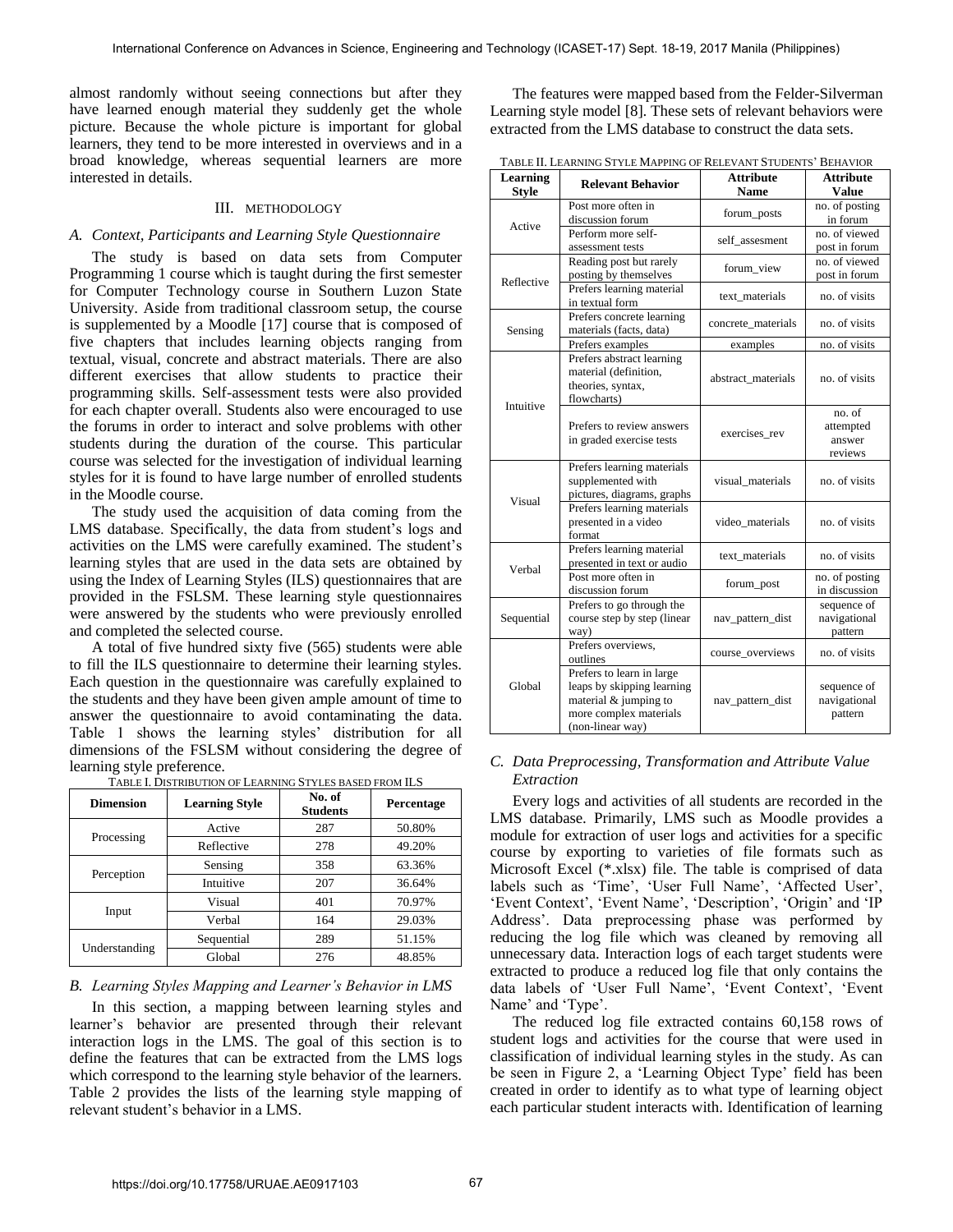almost randomly without seeing connections but after they have learned enough material they suddenly get the whole picture. Because the whole picture is important for global learners, they tend to be more interested in overviews and in a broad knowledge, whereas sequential learners are more interested in details.

## III. METHODOLOGY

### A. Context, Participants and Learning Style Questionnaire

The study is based on data sets from Computer Programming 1 course which is taught during the first semester for Computer Technology course in Southern Luzon State University. Aside from traditional classroom setup, the course is supplemented by a Moodle [17] course that is composed of five chapters that includes learning objects ranging from textual, visual, concrete and abstract materials. There are also different exercises that allow students to practice their programming skills. Self-assessment tests were also provided for each chapter overall. Students also were encouraged to use the forums in order to interact and solve problems with other students during the duration of the course. This particular course was selected for the investigation of individual learning styles for it is found to have large number of enrolled students in the Moodle course.

The study used the acquisition of data coming from the LMS database. Specifically, the data from student's logs and activities on the LMS were carefully examined. The student's learning styles that are used in the data sets are obtained by using the Index of Learning Styles (ILS) questionnaires that are provided in the FSLSM. These learning style questionnaires were answered by the students who were previously enrolled and completed the selected course.

A total of five hundred sixty five (565) students were able to fill the ILS questionnaire to determine their learning styles. Each question in the questionnaire was carefully explained to the students and they have been given ample amount of time to answer the questionnaire to avoid contaminating the data. Table 1 shows the learning styles' distribution for all dimensions of the FSLSM without considering the degree of learning style preference.

TABLE I. DISTRIBUTION OF LEARNING STYLES BASED FROM ILS

| Dimension | Learning Style | No. of Students | Percentage |
|---|---|---|---|
| Processing | Active | 287 | 50.80% |
| | Reflective | 278 | 49.20% |
| Perception | Sensing | 358 | 63.36% |
| | Intuitive | 207 | 36.64% |
| Input | Visual | 401 | 70.97% |
| | Verbal | 164 | 29.03% |
| Understanding | Sequential | 289 | 51.15% |
| | Global | 276 | 48.85% |

### B. Learning Styles Mapping and Learner's Behavior in LMS

In this section, a mapping between learning styles and learner's behavior are presented through their relevant interaction logs in the LMS. The goal of this section is to define the features that can be extracted from the LMS logs which correspond to the learning style behavior of the learners. Table 2 provides the lists of the learning style mapping of relevant student's behavior in a LMS.

The features were mapped based from the Felder-Silverman Learning style model [8]. These sets of relevant behaviors were extracted from the LMS database to construct the data sets.

TABLE II. LEARNING STYLE MAPPING OF RELEVANT STUDENTS' BEHAVIOR

| Learning Style | Relevant Behavior | Attribute Name | Attribute Value |
|---|---|---|---|
| Active | Post more often in discussion forum | forum_posts | no. of posting in forum |
| | Perform more self-assessment tests | self_assesment | no. of viewed post in forum |
| Reflective | Reading post but rarely posting by themselves | forum_view | no. of viewed post in forum |
| | Prefers learning material in textual form | text_materials | no. of visits |
| Sensing | Prefers concrete learning materials (facts, data) | concrete_materials | no. of visits |
| | Prefers examples | examples | no. of visits |
| Intuitive | Prefers abstract learning material (definition, theories, syntax, flowcharts) | abstract_materials | no. of visits |
| | Prefers to review answers in graded exercise tests | exercises_rev | no. of attempted answer reviews |
| Visual | Prefers learning materials supplemented with pictures, diagrams, graphs | visual_materials | no. of visits |
| | Prefers learning materials presented in a video format | video_materials | no. of visits |
| Verbal | Prefers learning material presented in text or audio | text_materials | no. of visits |
| | Post more often in discussion forum | forum_post | no. of posting in discussion |
| Sequential | Prefers to go through the course step by step (linear way) | nav_pattern_dist | sequence of navigational pattern |
| Global | Prefers overviews, outlines | course_overviews | no. of visits |
| | Prefers to learn in large leaps by skipping learning material & jumping to more complex materials (non-linear way) | nav_pattern_dist | sequence of navigational pattern |

### C. Data Preprocessing, Transformation and Attribute Value Extraction

Every logs and activities of all students are recorded in the LMS database. Primarily, LMS such as Moodle provides a module for extraction of user logs and activities for a specific course by exporting to varieties of file formats such as Microsoft Excel (*.xlsx) file. The table is comprised of data labels such as 'Time', 'User Full Name', 'Affected User', 'Event Context', 'Event Name', 'Description', 'Origin' and 'IP Address'. Data preprocessing phase was performed by reducing the log file which was cleaned by removing all unnecessary data. Interaction logs of each target students were extracted to produce a reduced log file that only contains the data labels of 'User Full Name', 'Event Context', 'Event Name' and 'Type'.

The reduced log file extracted contains 60,158 rows of student logs and activities for the course that were used in classification of individual learning styles in the study. As can be seen in Figure 2, a 'Learning Object Type' field has been created in order to identify as to what type of learning object each particular student interacts with. Identification of learning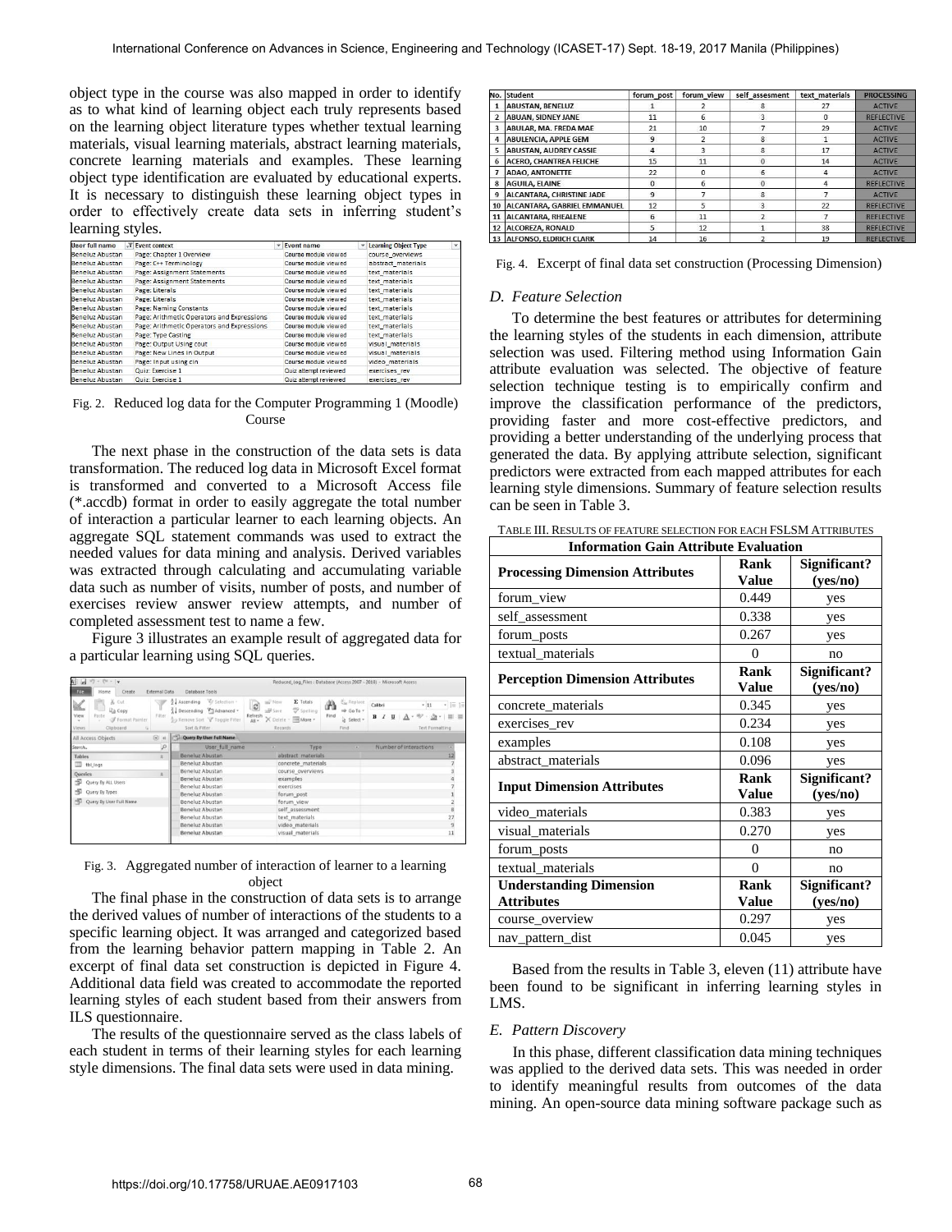object type in the course was also mapped in order to identify as to what kind of learning object each truly represents based on the learning object literature types whether textual learning materials, visual learning materials, abstract learning materials, concrete learning materials and examples. These learning object type identification are evaluated by educational experts. It is necessary to distinguish these learning object types in order to effectively create data sets in inferring student's learning styles.

| User full name | Event context | Event name | Learning Object Type |
|---|---|---|---|
| Beneluz Abustan | Page: Chapter 1 Overview | Course module viewed | course_overviews |
| Beneluz Abustan | Page: C++ Terminology | Course module viewed | abstract_materials |
| Beneluz Abustan | Page: Assignment Statements | Course module viewed | text_materials |
| Beneluz Abustan | Page: Assignment Statements | Course module viewed | text_materials |
| Beneluz Abustan | Page: Literals | Course module viewed | text_materials |
| Beneluz Abustan | Page: Literals | Course module viewed | text_materials |
| Beneluz Abustan | Page: Naming Constants | Course module viewed | text_materials |
| Beneluz Abustan | Page: Arithmetic Operators and Expressions | Course module viewed | text_materials |
| Beneluz Abustan | Page: Arithmetic Operators and Expressions | Course module viewed | text_materials |
| Beneluz Abustan | Page: Type Casting | Course module viewed | text_materials |
| Beneluz Abustan | Page: Output Using cout | Course module viewed | visual_materials |
| Beneluz Abustan | Page: New Lines in Output | Course module viewed | visual_materials |
| Beneluz Abustan | Page: Input using cin | Course module viewed | video_materials |
| Beneluz Abustan | Quiz: Exercise 1 | Quiz attempt reviewed | exercises_rev |
| Beneluz Abustan | Quiz: Exercise 1 | Quiz attempt reviewed | exercises_rev |

Fig. 2. Reduced log data for the Computer Programming 1 (Moodle) Course

The next phase in the construction of the data sets is data transformation. The reduced log data in Microsoft Excel format is transformed and converted to a Microsoft Access file (*.accdb) format in order to easily aggregate the total number of interaction a particular learner to each learning objects. An aggregate SQL statement commands was used to extract the needed values for data mining and analysis. Derived variables was extracted through calculating and accumulating variable data such as number of visits, number of posts, and number of exercises review answer review attempts, and number of completed assessment test to name a few.

Figure 3 illustrates an example result of aggregated data for a particular learning using SQL queries.

| User_full_name | Type | Number of Interactions |
|---|---|---|
| Beneluz Abustan | abstract_materials | 12 |
| Beneluz Abustan | concrete_materials | 7 |
| Beneluz Abustan | course_overviews | 3 |
| Beneluz Abustan | examples | 4 |
| Beneluz Abustan | exercises | 7 |
| Beneluz Abustan | forum_post | 1 |
| Beneluz Abustan | forum_view | 2 |
| Beneluz Abustan | self_assessment | 8 |
| Beneluz Abustan | text_materials | 27 |
| Beneluz Abustan | video_materials | 9 |
| Beneluz Abustan | visual_materials | 11 |

Fig. 3. Aggregated number of interaction of learner to a learning object

The final phase in the construction of data sets is to arrange the derived values of number of interactions of the students to a specific learning object. It was arranged and categorized based from the learning behavior pattern mapping in Table 2. An excerpt of final data set construction is depicted in Figure 4. Additional data field was created to accommodate the reported learning styles of each student based from their answers from ILS questionnaire.

The results of the questionnaire served as the class labels of each student in terms of their learning styles for each learning style dimensions. The final data sets were used in data mining.

| No. | Student | forum_post | forum_view | self_assesment | text_materials | PROCESSING |
|---|---|---|---|---|---|---|
| 1 | ABUSTAN, BENELUZ | 1 | 2 | 8 | 27 | ACTIVE |
| 2 | ABUAN, SIDNEY JANE | 11 | 6 | 3 | 0 | REFLECTIVE |
| 3 | ABULAR, MA. FREDA MAE | 21 | 10 | 7 | 29 | ACTIVE |
| 4 | ABULENCIA, APPLE GEM | 9 | 2 | 8 | 1 | ACTIVE |
| 5 | ABUSTAN, AUDREY CASSIE | 4 | 3 | 8 | 17 | ACTIVE |
| 6 | ACERO, CHANTREA FELICHE | 15 | 11 | 0 | 14 | ACTIVE |
| 7 | ADAO, ANTONETTE | 22 | 0 | 6 | 4 | ACTIVE |
| 8 | AGUILA, ELAINE | 0 | 6 | 0 | 4 | REFLECTIVE |
| 9 | ALCANTARA, CHRISTINE JADE | 9 | 7 | 8 | 7 | ACTIVE |
| 10 | ALCANTARA, GABRIEL EMMANUEL | 12 | 5 | 3 | 22 | REFLECTIVE |
| 11 | ALCANTARA, RHEALENE | 6 | 11 | 2 | 7 | REFLECTIVE |
| 12 | ALCOREZA, RONALD | 5 | 12 | 1 | 38 | REFLECTIVE |
| 13 | ALFONSO, ELDRICH CLARK | 14 | 16 | 2 | 19 | REFLECTIVE |

Fig. 4. Excerpt of final data set construction (Processing Dimension)

### *D. Feature Selection*

To determine the best features or attributes for determining the learning styles of the students in each dimension, attribute selection was used. Filtering method using Information Gain attribute evaluation was selected. The objective of feature selection technique testing is to empirically confirm and improve the classification performance of the predictors, providing faster and more cost-effective predictors, and providing a better understanding of the underlying process that generated the data. By applying attribute selection, significant predictors were extracted from each mapped attributes for each learning style dimensions. Summary of feature selection results can be seen in Table 3.

TABLE III. RESULTS OF FEATURE SELECTION FOR EACH FSLSM ATTRIBUTES

| **Information Gain Attribute Evaluation** | | |
|---|---|---|
| **Processing Dimension Attributes** | **Rank Value** | **Significant? (yes/no)** |
| forum_view | 0.449 | yes |
| self_assessment | 0.338 | yes |
| forum_posts | 0.267 | yes |
| textual_materials | 0 | no |
| **Perception Dimension Attributes** | **Rank Value** | **Significant? (yes/no)** |
| concrete_materials | 0.345 | yes |
| exercises_rev | 0.234 | yes |
| examples | 0.108 | yes |
| abstract_materials | 0.096 | yes |
| **Input Dimension Attributes** | **Rank Value** | **Significant? (yes/no)** |
| video_materials | 0.383 | yes |
| visual_materials | 0.270 | yes |
| forum_posts | 0 | no |
| textual_materials | 0 | no |
| **Understanding Dimension Attributes** | **Rank Value** | **Significant? (yes/no)** |
| course_overview | 0.297 | yes |
| nav_pattern_dist | 0.045 | yes |

Based from the results in Table 3, eleven (11) attribute have been found to be significant in inferring learning styles in LMS.

### *E. Pattern Discovery*

In this phase, different classification data mining techniques was applied to the derived data sets. This was needed in order to identify meaningful results from outcomes of the data mining. An open-source data mining software package such as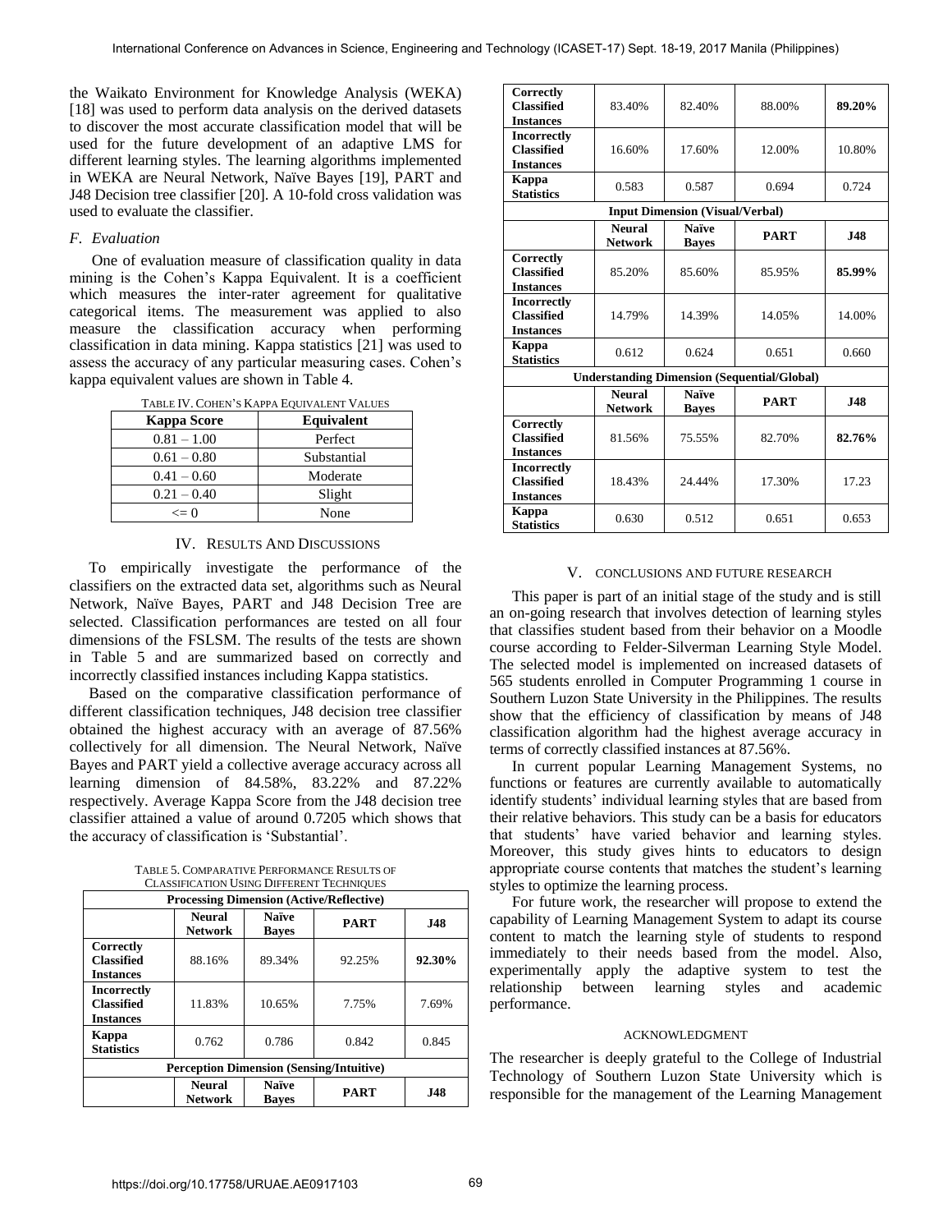the Waikato Environment for Knowledge Analysis (WEKA) [18] was used to perform data analysis on the derived datasets to discover the most accurate classification model that will be used for the future development of an adaptive LMS for different learning styles. The learning algorithms implemented in WEKA are Neural Network, Naïve Bayes [19], PART and J48 Decision tree classifier [20]. A 10-fold cross validation was used to evaluate the classifier.

### F. Evaluation

One of evaluation measure of classification quality in data mining is the Cohen's Kappa Equivalent. It is a coefficient which measures the inter-rater agreement for qualitative categorical items. The measurement was applied to also measure the classification accuracy when performing classification in data mining. Kappa statistics [21] was used to assess the accuracy of any particular measuring cases. Cohen's kappa equivalent values are shown in Table 4.

TABLE IV. COHEN'S KAPPA EQUIVALENT VALUES

| Kappa Score | Equivalent |
|---|---|
| 0.81 – 1.00 | Perfect |
| 0.61 – 0.80 | Substantial |
| 0.41 – 0.60 | Moderate |
| 0.21 – 0.40 | Slight |
| <= 0 | None |

## IV. RESULTS AND DISCUSSIONS

To empirically investigate the performance of the classifiers on the extracted data set, algorithms such as Neural Network, Naïve Bayes, PART and J48 Decision Tree are selected. Classification performances are tested on all four dimensions of the FSLSM. The results of the tests are shown in Table 5 and are summarized based on correctly and incorrectly classified instances including Kappa statistics.

Based on the comparative classification performance of different classification techniques, J48 decision tree classifier obtained the highest accuracy with an average of 87.56% collectively for all dimension. The Neural Network, Naïve Bayes and PART yield a collective average accuracy across all learning dimension of 84.58%, 83.22% and 87.22% respectively. Average Kappa Score from the J48 decision tree classifier attained a value of around 0.7205 which shows that the accuracy of classification is 'Substantial'.

TABLE 5. COMPARATIVE PERFORMANCE RESULTS OF CLASSIFICATION USING DIFFERENT TECHNIQUES

| **Processing Dimension (Active/Reflective)** | | | | |
|---|---|---|---|---|
| | **Neural Network** | **Naïve Bayes** | **PART** | **J48** |
| **Correctly Classified Instances** | 88.16% | 89.34% | 92.25% | **92.30%** |
| **Incorrectly Classified Instances** | 11.83% | 10.65% | 7.75% | 7.69% |
| **Kappa Statistics** | 0.762 | 0.786 | 0.842 | 0.845 |
| **Perception Dimension (Sensing/Intuitive)** | | | | |
| | **Neural Network** | **Naïve Bayes** | **PART** | **J48** |
| **Correctly Classified Instances** | 83.40% | 82.40% | 88.00% | **89.20%** |
| **Incorrectly Classified Instances** | 16.60% | 17.60% | 12.00% | 10.80% |
| **Kappa Statistics** | 0.583 | 0.587 | 0.694 | 0.724 |
| **Input Dimension (Visual/Verbal)** | | | | |
| | **Neural Network** | **Naïve Bayes** | **PART** | **J48** |
| **Correctly Classified Instances** | 85.20% | 85.60% | 85.95% | **85.99%** |
| **Incorrectly Classified Instances** | 14.79% | 14.39% | 14.05% | 14.00% |
| **Kappa Statistics** | 0.612 | 0.624 | 0.651 | 0.660 |
| **Understanding Dimension (Sequential/Global)** | | | | |
| | **Neural Network** | **Naïve Bayes** | **PART** | **J48** |
| **Correctly Classified Instances** | 81.56% | 75.55% | 82.70% | **82.76%** |
| **Incorrectly Classified Instances** | 18.43% | 24.44% | 17.30% | 17.23 |
| **Kappa Statistics** | 0.630 | 0.512 | 0.651 | 0.653 |

## V. CONCLUSIONS AND FUTURE RESEARCH

This paper is part of an initial stage of the study and is still an on-going research that involves detection of learning styles that classifies student based from their behavior on a Moodle course according to Felder-Silverman Learning Style Model. The selected model is implemented on increased datasets of 565 students enrolled in Computer Programming 1 course in Southern Luzon State University in the Philippines. The results show that the efficiency of classification by means of J48 classification algorithm had the highest average accuracy in terms of correctly classified instances at 87.56%.

In current popular Learning Management Systems, no functions or features are currently available to automatically identify students' individual learning styles that are based from their relative behaviors. This study can be a basis for educators that students' have varied behavior and learning styles. Moreover, this study gives hints to educators to design appropriate course contents that matches the student's learning styles to optimize the learning process.

For future work, the researcher will propose to extend the capability of Learning Management System to adapt its course content to match the learning style of students to respond immediately to their needs based from the model. Also, experimentally apply the adaptive system to test the relationship between learning styles and academic performance.

## ACKNOWLEDGMENT

The researcher is deeply grateful to the College of Industrial Technology of Southern Luzon State University which is responsible for the management of the Learning Management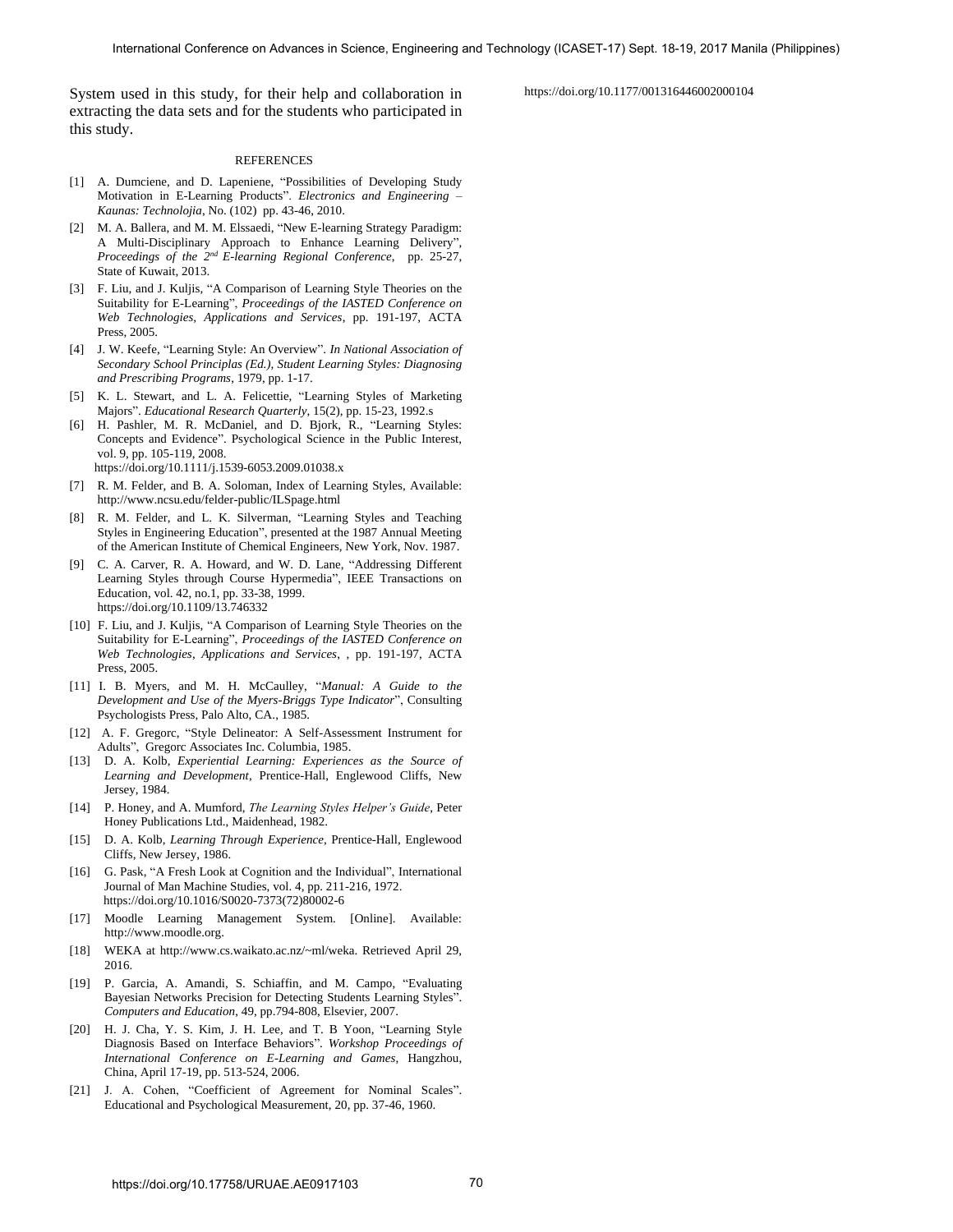System used in this study, for their help and collaboration in extracting the data sets and for the students who participated in this study.

## REFERENCES

[1] A. Dumciene, and D. Lapeniene, "Possibilities of Developing Study Motivation in E-Learning Products". *Electronics and Engineering – Kaunas: Technolojia*, No. (102) pp. 43-46, 2010.

[2] M. A. Ballera, and M. M. Elssaedi, "New E-learning Strategy Paradigm: A Multi-Disciplinary Approach to Enhance Learning Delivery", *Proceedings of the 2nd E-learning Regional Conference*, pp. 25-27, State of Kuwait, 2013.

[3] F. Liu, and J. Kuljis, "A Comparison of Learning Style Theories on the Suitability for E-Learning", *Proceedings of the IASTED Conference on Web Technologies, Applications and Services*, pp. 191-197, ACTA Press, 2005.

[4] J. W. Keefe, "Learning Style: An Overview". *In National Association of Secondary School Principlas (Ed.), Student Learning Styles: Diagnosing and Prescribing Programs*, 1979, pp. 1-17.

[5] K. L. Stewart, and L. A. Felicettie, "Learning Styles of Marketing Majors". *Educational Research Quarterly*, 15(2), pp. 15-23, 1992.s

[6] H. Pashler, M. R. McDaniel, and D. Bjork, R., "Learning Styles: Concepts and Evidence". Psychological Science in the Public Interest, vol. 9, pp. 105-119, 2008.
https://doi.org/10.1111/j.1539-6053.2009.01038.x

[7] R. M. Felder, and B. A. Soloman, Index of Learning Styles, Available: http://www.ncsu.edu/felder-public/ILSpage.html

[8] R. M. Felder, and L. K. Silverman, "Learning Styles and Teaching Styles in Engineering Education", presented at the 1987 Annual Meeting of the American Institute of Chemical Engineers, New York, Nov. 1987.

[9] C. A. Carver, R. A. Howard, and W. D. Lane, "Addressing Different Learning Styles through Course Hypermedia", IEEE Transactions on Education, vol. 42, no.1, pp. 33-38, 1999.
https://doi.org/10.1109/13.746332

[10] F. Liu, and J. Kuljis, "A Comparison of Learning Style Theories on the Suitability for E-Learning", *Proceedings of the IASTED Conference on Web Technologies, Applications and Services*, , pp. 191-197, ACTA Press, 2005.

[11] I. B. Myers, and M. H. McCaulley, "*Manual: A Guide to the Development and Use of the Myers-Briggs Type Indicator*", Consulting Psychologists Press, Palo Alto, CA., 1985.

[12] A. F. Gregorc, "Style Delineator: A Self-Assessment Instrument for Adults", Gregorc Associates Inc. Columbia, 1985.

[13] D. A. Kolb, *Experiential Learning: Experiences as the Source of Learning and Development*, Prentice-Hall, Englewood Cliffs, New Jersey, 1984.

[14] P. Honey, and A. Mumford, *The Learning Styles Helper's Guide*, Peter Honey Publications Ltd., Maidenhead, 1982.

[15] D. A. Kolb, *Learning Through Experience*, Prentice-Hall, Englewood Cliffs, New Jersey, 1986.

[16] G. Pask, "A Fresh Look at Cognition and the Individual", International Journal of Man Machine Studies, vol. 4, pp. 211-216, 1972.
https://doi.org/10.1016/S0020-7373(72)80002-6

[17] Moodle Learning Management System. [Online]. Available: http://www.moodle.org.

[18] WEKA at http://www.cs.waikato.ac.nz/~ml/weka. Retrieved April 29, 2016.

[19] P. Garcia, A. Amandi, S. Schiaffin, and M. Campo, "Evaluating Bayesian Networks Precision for Detecting Students Learning Styles". *Computers and Education*, 49, pp.794-808, Elsevier, 2007.

[20] H. J. Cha, Y. S. Kim, J. H. Lee, and T. B Yoon, "Learning Style Diagnosis Based on Interface Behaviors". *Workshop Proceedings of International Conference on E-Learning and Games*, Hangzhou, China, April 17-19, pp. 513-524, 2006.

[21] J. A. Cohen, "Coefficient of Agreement for Nominal Scales". Educational and Psychological Measurement, 20, pp. 37-46, 1960.
https://doi.org/10.1177/001316446002000104